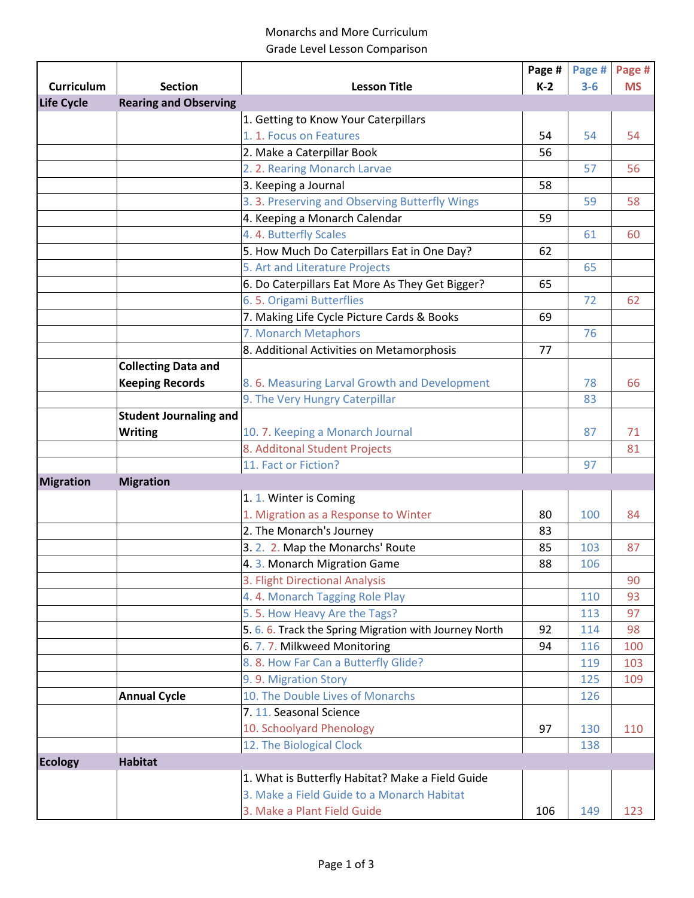Monarchs and More Curriculum
Grade Level Lesson Comparison

| Curriculum | Section | Lesson Title | Page # K-2 | Page # 3-6 | Page # MS |
|---|---|---|---|---|---|
| **Life Cycle** | **Rearing and Observing** | | | | |
| | | 1. Getting to Know Your Caterpillars<br>1. 1. Focus on Features | 54 | 54 | 54 |
| | | 2. Make a Caterpillar Book | 56 | | |
| | | 2. 2. Rearing Monarch Larvae | | 57 | 56 |
| | | 3. Keeping a Journal | 58 | | |
| | | 3. 3. Preserving and Observing Butterfly Wings | | 59 | 58 |
| | | 4. Keeping a Monarch Calendar | 59 | | |
| | | 4. 4. Butterfly Scales | | 61 | 60 |
| | | 5. How Much Do Caterpillars Eat in One Day? | 62 | | |
| | | 5. Art and Literature Projects | | 65 | |
| | | 6. Do Caterpillars Eat More As They Get Bigger? | 65 | | |
| | | 6. 5. Origami Butterflies | | 72 | 62 |
| | | 7. Making Life Cycle Picture Cards & Books | 69 | | |
| | | 7. Monarch Metaphors | | 76 | |
| | | 8. Additional Activities on Metamorphosis | 77 | | |
| | **Collecting Data and Keeping Records** | 8. 6. Measuring Larval Growth and Development | | 78 | 66 |
| | | 9. The Very Hungry Caterpillar | | 83 | |
| | **Student Journaling and Writing** | 10. 7. Keeping a Monarch Journal | | 87 | 71 |
| | | 8. Additonal Student Projects | | | 81 |
| | | 11. Fact or Fiction? | | 97 | |
| **Migration** | **Migration** | | | | |
| | | 1. 1. Winter is Coming<br>1. Migration as a Response to Winter | 80 | 100 | 84 |
| | | 2. The Monarch's Journey | 83 | | |
| | | 3. 2. 2. Map the Monarchs' Route | 85 | 103 | 87 |
| | | 4. 3. Monarch Migration Game | 88 | 106 | |
| | | 3. Flight Directional Analysis | | | 90 |
| | | 4. 4. Monarch Tagging Role Play | | 110 | 93 |
| | | 5. 5. How Heavy Are the Tags? | | 113 | 97 |
| | | 5. 6. 6. Track the Spring Migration with Journey North | 92 | 114 | 98 |
| | | 6. 7. 7. Milkweed Monitoring | 94 | 116 | 100 |
| | | 8. 8. How Far Can a Butterfly Glide? | | 119 | 103 |
| | | 9. 9. Migration Story | | 125 | 109 |
| | **Annual Cycle** | 10. The Double Lives of Monarchs | | 126 | |
| | | 7. 11. Seasonal Science<br>10. Schoolyard Phenology | 97 | 130 | 110 |
| | | 12. The Biological Clock | | 138 | |
| **Ecology** | **Habitat** | | | | |
| | | 1. What is Butterfly Habitat? Make a Field Guide<br>3. Make a Field Guide to a Monarch Habitat<br>3. Make a Plant Field Guide | 106 | 149 | 123 |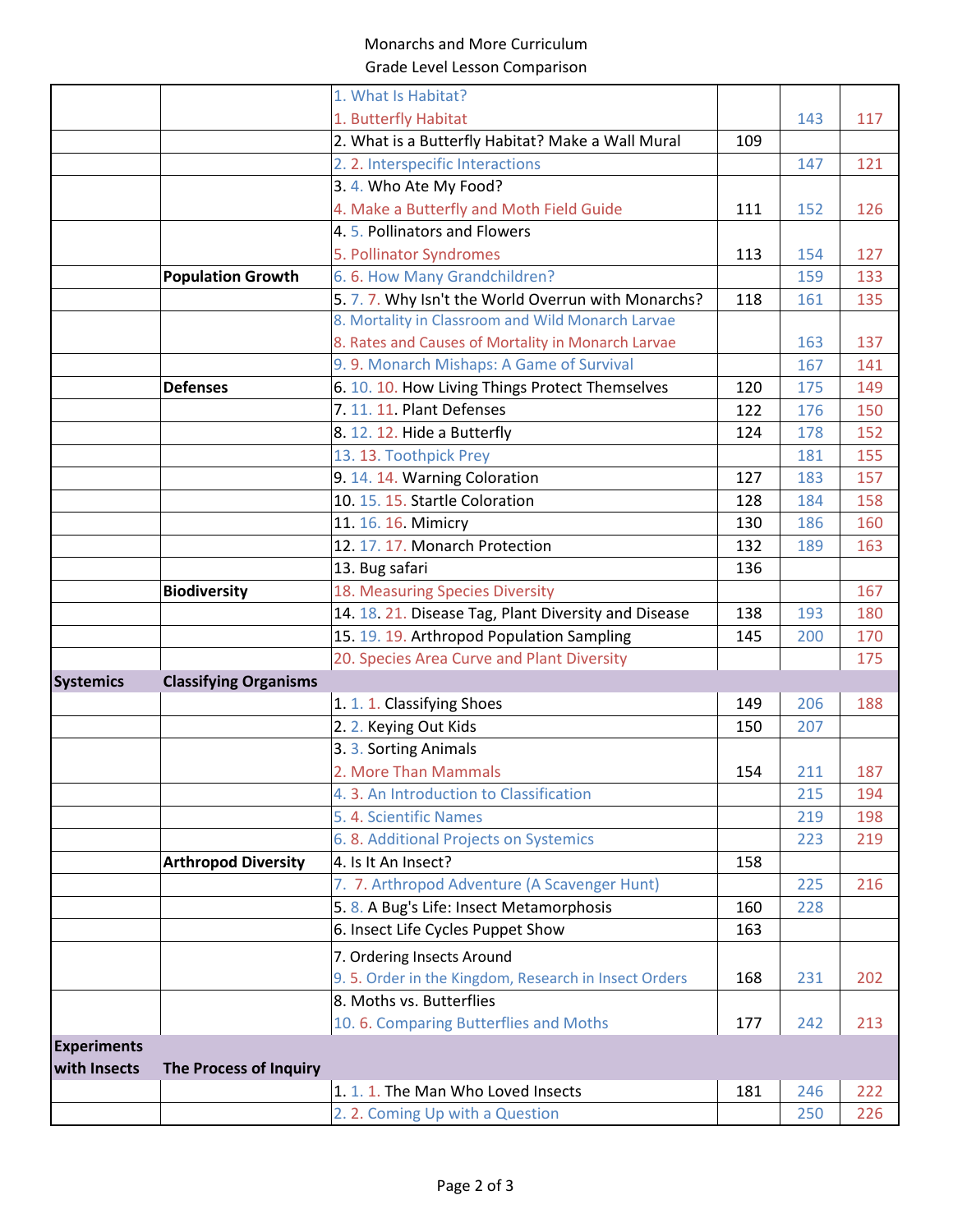Monarchs and More Curriculum
Grade Level Lesson Comparison

| | | | | | |
|---|---|---|---|---|---|
| | | 1. What Is Habitat?<br>1. Butterfly Habitat | | 143 | 117 |
| | | 2. What is a Butterfly Habitat? Make a Wall Mural | 109 | | |
| | | 2. 2. Interspecific Interactions | | 147 | 121 |
| | | 3. 4. Who Ate My Food?<br>4. Make a Butterfly and Moth Field Guide | 111 | 152 | 126 |
| | | 4. 5. Pollinators and Flowers<br>5. Pollinator Syndromes | 113 | 154 | 127 |
| | **Population Growth** | 6. 6. How Many Grandchildren? | | 159 | 133 |
| | | 5. 7. 7. Why Isn't the World Overrun with Monarchs? | 118 | 161 | 135 |
| | | 8. Mortality in Classroom and Wild Monarch Larvae<br>8. Rates and Causes of Mortality in Monarch Larvae | | 163 | 137 |
| | | 9. 9. Monarch Mishaps: A Game of Survival | | 167 | 141 |
| | **Defenses** | 6. 10. 10. How Living Things Protect Themselves | 120 | 175 | 149 |
| | | 7. 11. 11. Plant Defenses | 122 | 176 | 150 |
| | | 8. 12. 12. Hide a Butterfly | 124 | 178 | 152 |
| | | 13. 13. Toothpick Prey | | 181 | 155 |
| | | 9. 14. 14. Warning Coloration | 127 | 183 | 157 |
| | | 10. 15. 15. Startle Coloration | 128 | 184 | 158 |
| | | 11. 16. 16. Mimicry | 130 | 186 | 160 |
| | | 12. 17. 17. Monarch Protection | 132 | 189 | 163 |
| | | 13. Bug safari | 136 | | |
| | **Biodiversity** | 18. Measuring Species Diversity | | | 167 |
| | | 14. 18. 21. Disease Tag, Plant Diversity and Disease | 138 | 193 | 180 |
| | | 15. 19. 19. Arthropod Population Sampling | 145 | 200 | 170 |
| | | 20. Species Area Curve and Plant Diversity | | | 175 |
| **Systemics** | **Classifying Organisms** | | | | |
| | | 1. 1. 1. Classifying Shoes | 149 | 206 | 188 |
| | | 2. 2. Keying Out Kids | 150 | 207 | |
| | | 3. 3. Sorting Animals<br>2. More Than Mammals | 154 | 211 | 187 |
| | | 4. 3. An Introduction to Classification | | 215 | 194 |
| | | 5. 4. Scientific Names | | 219 | 198 |
| | | 6. 8. Additional Projects on Systemics | | 223 | 219 |
| | **Arthropod Diversity** | 4. Is It An Insect? | 158 | | |
| | | 7. 7. Arthropod Adventure (A Scavenger Hunt) | | 225 | 216 |
| | | 5. 8. A Bug's Life: Insect Metamorphosis | 160 | 228 | |
| | | 6. Insect Life Cycles Puppet Show | 163 | | |
| | | 7. Ordering Insects Around<br>9. 5. Order in the Kingdom, Research in Insect Orders | 168 | 231 | 202 |
| | | 8. Moths vs. Butterflies<br>10. 6. Comparing Butterflies and Moths | 177 | 242 | 213 |
| **Experiments with Insects** | **The Process of Inquiry** | | | | |
| | | 1. 1. 1. The Man Who Loved Insects | 181 | 246 | 222 |
| | | 2. 2. Coming Up with a Question | | 250 | 226 |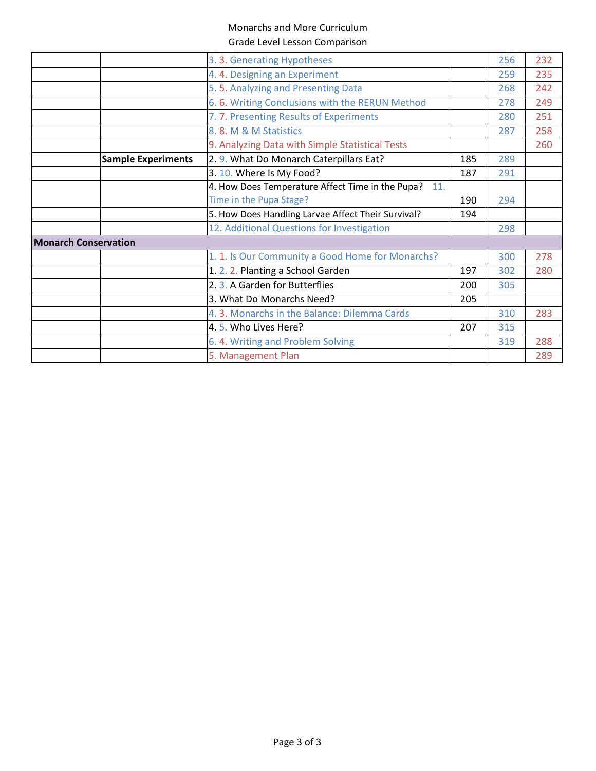| | | | | | |
|---|---|---|---|---|---|
| | | 3. 3. Generating Hypotheses | | 256 | 232 |
| | | 4. 4. Designing an Experiment | | 259 | 235 |
| | | 5. 5. Analyzing and Presenting Data | | 268 | 242 |
| | | 6. 6. Writing Conclusions with the RERUN Method | | 278 | 249 |
| | | 7. 7. Presenting Results of Experiments | | 280 | 251 |
| | | 8. 8. M & M Statistics | | 287 | 258 |
| | | 9. Analyzing Data with Simple Statistical Tests | | | 260 |
| | **Sample Experiments** | 2. 9. What Do Monarch Caterpillars Eat? | 185 | 289 | |
| | | 3. 10. Where Is My Food? | 187 | 291 | |
| | | 4. How Does Temperature Affect Time in the Pupa? 11. Time in the Pupa Stage? | 190 | 294 | |
| | | 5. How Does Handling Larvae Affect Their Survival? | 194 | | |
| | | 12. Additional Questions for Investigation | | 298 | |
| **Monarch Conservation** | | | | | |
| | | 1. 1. Is Our Community a Good Home for Monarchs? | | 300 | 278 |
| | | 1. 2. 2. Planting a School Garden | 197 | 302 | 280 |
| | | 2. 3. A Garden for Butterflies | 200 | 305 | |
| | | 3. What Do Monarchs Need? | 205 | | |
| | | 4. 3. Monarchs in the Balance: Dilemma Cards | | 310 | 283 |
| | | 4. 5. Who Lives Here? | 207 | 315 | |
| | | 6. 4. Writing and Problem Solving | | 319 | 288 |
| | | 5. Management Plan | | | 289 |